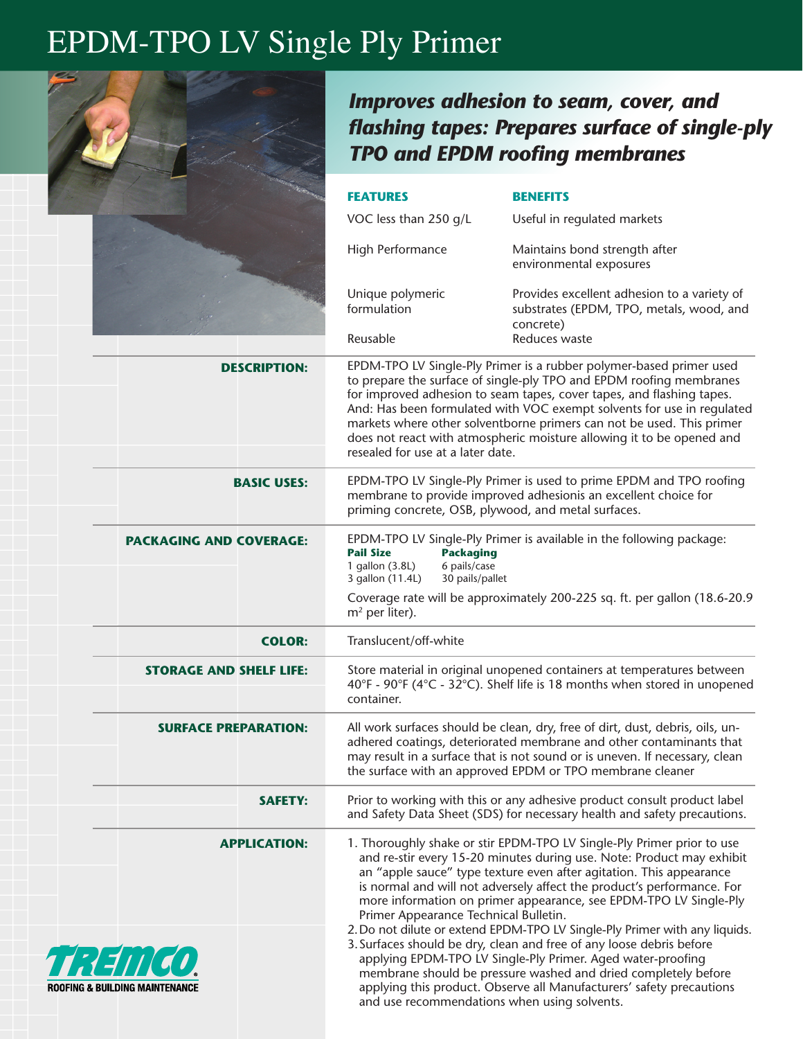# EPDM-TPO LV Single Ply Primer

## *Improves adhesion to seam, cover, and flashing tapes: Prepares surface of single-ply TPO and EPDM roofing membranes*

| **FEATURES** | **BENEFITS** |
|---|---|
| VOC less than 250 g/L | Useful in regulated markets |
| High Performance | Maintains bond strength after environmental exposures |
| Unique polymeric formulation | Provides excellent adhesion to a variety of substrates (EPDM, TPO, metals, wood, and concrete) |
| Reusable | Reduces waste |

**DESCRIPTION:**

EPDM-TPO LV Single-Ply Primer is a rubber polymer-based primer used to prepare the surface of single-ply TPO and EPDM roofing membranes for improved adhesion to seam tapes, cover tapes, and flashing tapes. And: Has been formulated with VOC exempt solvents for use in regulated markets where other solventborne primers can not be used. This primer does not react with atmospheric moisture allowing it to be opened and resealed for use at a later date.

**BASIC USES:**

EPDM-TPO LV Single-Ply Primer is used to prime EPDM and TPO roofing membrane to provide improved adhesionis an excellent choice for priming concrete, OSB, plywood, and metal surfaces.

**PACKAGING AND COVERAGE:**

EPDM-TPO LV Single-Ply Primer is available in the following package:

| **Pail Size** | **Packaging** |
|---|---|
| 1 gallon (3.8L) | 6 pails/case |
| 3 gallon (11.4L) | 30 pails/pallet |

Coverage rate will be approximately 200-225 sq. ft. per gallon (18.6-20.9 m² per liter).

**COLOR:**

Translucent/off-white

**STORAGE AND SHELF LIFE:**

Store material in original unopened containers at temperatures between 40°F - 90°F (4°C - 32°C). Shelf life is 18 months when stored in unopened container.

**SURFACE PREPARATION:**

All work surfaces should be clean, dry, free of dirt, dust, debris, oils, un-adhered coatings, deteriorated membrane and other contaminants that may result in a surface that is not sound or is uneven. If necessary, clean the surface with an approved EPDM or TPO membrane cleaner

**SAFETY:**

Prior to working with this or any adhesive product consult product label and Safety Data Sheet (SDS) for necessary health and safety precautions.

**APPLICATION:**

1. Thoroughly shake or stir EPDM-TPO LV Single-Ply Primer prior to use and re-stir every 15-20 minutes during use. Note: Product may exhibit an "apple sauce" type texture even after agitation. This appearance is normal and will not adversely affect the product's performance. For more information on primer appearance, see EPDM-TPO LV Single-Ply Primer Appearance Technical Bulletin.
2. Do not dilute or extend EPDM-TPO LV Single-Ply Primer with any liquids.
3. Surfaces should be dry, clean and free of any loose debris before applying EPDM-TPO LV Single-Ply Primer. Aged water-proofing membrane should be pressure washed and dried completely before applying this product. Observe all Manufacturers' safety precautions and use recommendations when using solvents.

TREMCO®
ROOFING & BUILDING MAINTENANCE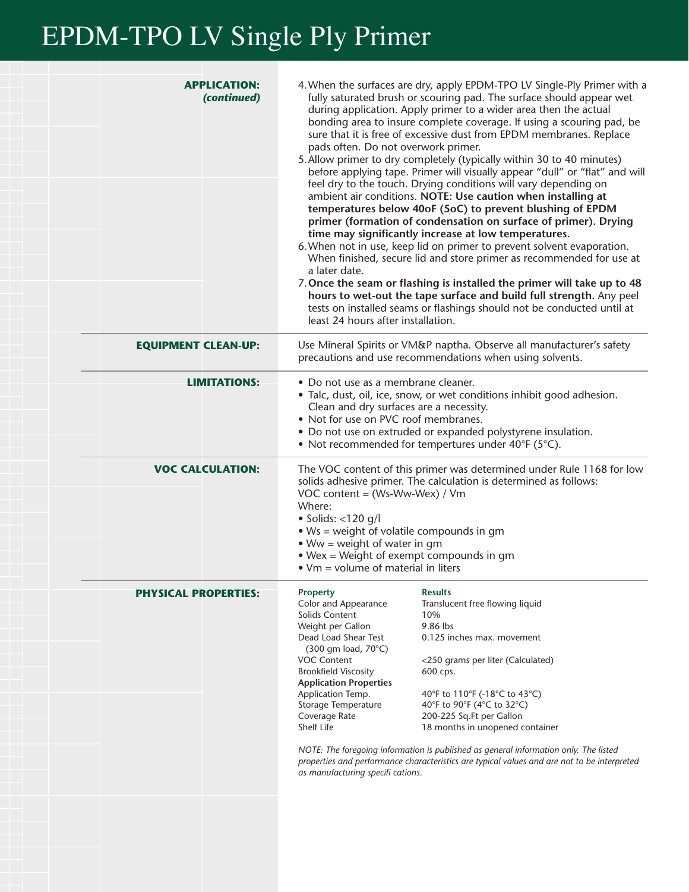# EPDM-TPO LV Single Ply Primer

**APPLICATION:** ***(continued)***

4. When the surfaces are dry, apply EPDM-TPO LV Single-Ply Primer with a fully saturated brush or scouring pad. The surface should appear wet during application. Apply primer to a wider area then the actual bonding area to insure complete coverage. If using a scouring pad, be sure that it is free of excessive dust from EPDM membranes. Replace pads often. Do not overwork primer.
5. Allow primer to dry completely (typically within 30 to 40 minutes) before applying tape. Primer will visually appear "dull" or "flat" and will feel dry to the touch. Drying conditions will vary depending on ambient air conditions. **NOTE: Use caution when installing at temperatures below 40oF (5oC) to prevent blushing of EPDM primer (formation of condensation on surface of primer). Drying time may significantly increase at low temperatures.**
6. When not in use, keep lid on primer to prevent solvent evaporation. When finished, secure lid and store primer as recommended for use at a later date.
7. **Once the seam or flashing is installed the primer will take up to 48 hours to wet-out the tape surface and build full strength.** Any peel tests on installed seams or flashings should not be conducted until at least 24 hours after installation.

**EQUIPMENT CLEAN-UP:**

Use Mineral Spirits or VM&P naptha. Observe all manufacturer's safety precautions and use recommendations when using solvents.

**LIMITATIONS:**

- Do not use as a membrane cleaner.
- Talc, dust, oil, ice, snow, or wet conditions inhibit good adhesion. Clean and dry surfaces are a necessity.
- Not for use on PVC roof membranes.
- Do not use on extruded or expanded polystyrene insulation.
- Not recommended for tempertures under 40°F (5°C).

**VOC CALCULATION:**

The VOC content of this primer was determined under Rule 1168 for low solids adhesive primer. The calculation is determined as follows:

VOC content = (Ws-Ww-Wex) / Vm

Where:

- Solids: <120 g/l
- Ws = weight of volatile compounds in gm
- Ww = weight of water in gm
- Wex = Weight of exempt compounds in gm
- Vm = volume of material in liters

**PHYSICAL PROPERTIES:**

| Property | Results |
|---|---|
| Color and Appearance | Translucent free flowing liquid |
| Solids Content | 10% |
| Weight per Gallon | 9.86 lbs |
| Dead Load Shear Test (300 gm load, 70°C) | 0.125 inches max. movement |
| VOC Content | <250 grams per liter (Calculated) |
| Brookfield Viscosity | 600 cps. |
| **Application Properties** | |
| Application Temp. | 40°F to 110°F (-18°C to 43°C) |
| Storage Temperature | 40°F to 90°F (4°C to 32°C) |
| Coverage Rate | 200-225 Sq.Ft per Gallon |
| Shelf Life | 18 months in unopened container |

*NOTE: The foregoing information is published as general information only. The listed properties and performance characteristics are typical values and are not to be interpreted as manufacturing specifi cations.*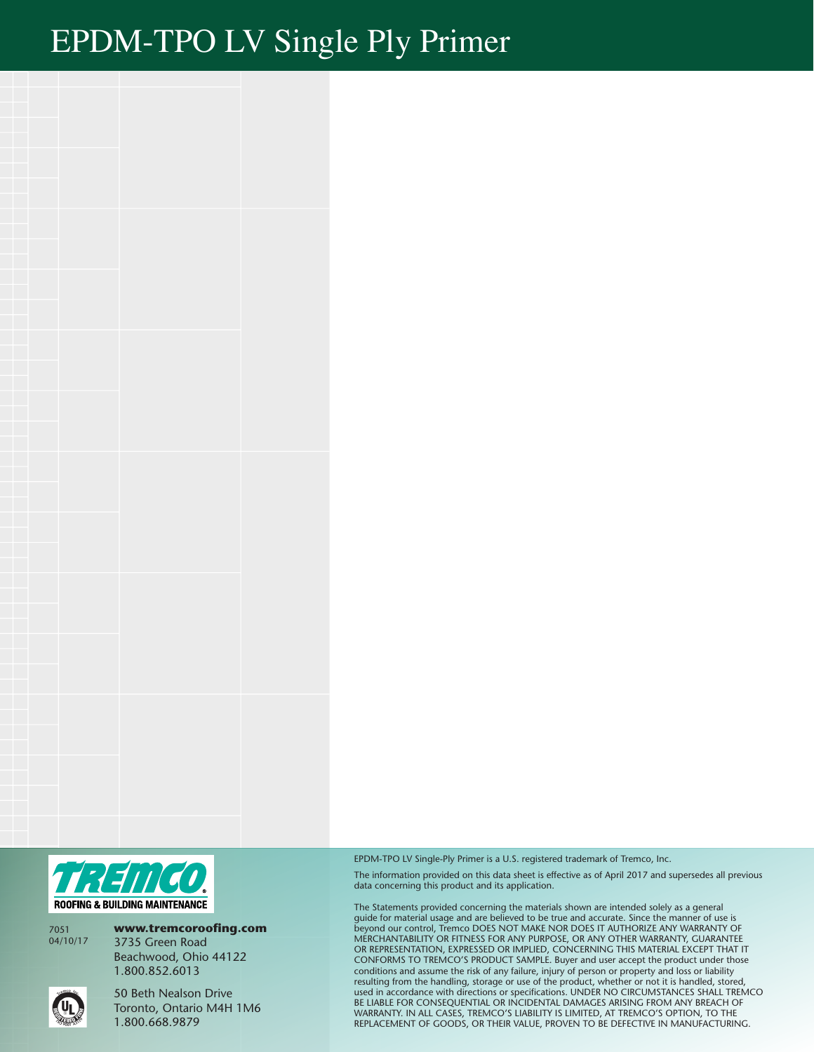# EPDM-TPO LV Single Ply Primer

TREMCO®
ROOFING & BUILDING MAINTENANCE

7051
04/10/17

**www.tremcoroofing.com**
3735 Green Road
Beachwood, Ohio 44122
1.800.852.6013

50 Beth Nealson Drive
Toronto, Ontario M4H 1M6
1.800.668.9879

EPDM-TPO LV Single-Ply Primer is a U.S. registered trademark of Tremco, Inc.

The information provided on this data sheet is effective as of April 2017 and supersedes all previous data concerning this product and its application.

The Statements provided concerning the materials shown are intended solely as a general guide for material usage and are believed to be true and accurate. Since the manner of use is beyond our control, Tremco DOES NOT MAKE NOR DOES IT AUTHORIZE ANY WARRANTY OF MERCHANTABILITY OR FITNESS FOR ANY PURPOSE, OR ANY OTHER WARRANTY, GUARANTEE OR REPRESENTATION, EXPRESSED OR IMPLIED, CONCERNING THIS MATERIAL EXCEPT THAT IT CONFORMS TO TREMCO'S PRODUCT SAMPLE. Buyer and user accept the product under those conditions and assume the risk of any failure, injury of person or property and loss or liability resulting from the handling, storage or use of the product, whether or not it is handled, stored, used in accordance with directions or specifications. UNDER NO CIRCUMSTANCES SHALL TREMCO BE LIABLE FOR CONSEQUENTIAL OR INCIDENTAL DAMAGES ARISING FROM ANY BREACH OF WARRANTY. IN ALL CASES, TREMCO'S LIABILITY IS LIMITED, AT TREMCO'S OPTION, TO THE REPLACEMENT OF GOODS, OR THEIR VALUE, PROVEN TO BE DEFECTIVE IN MANUFACTURING.